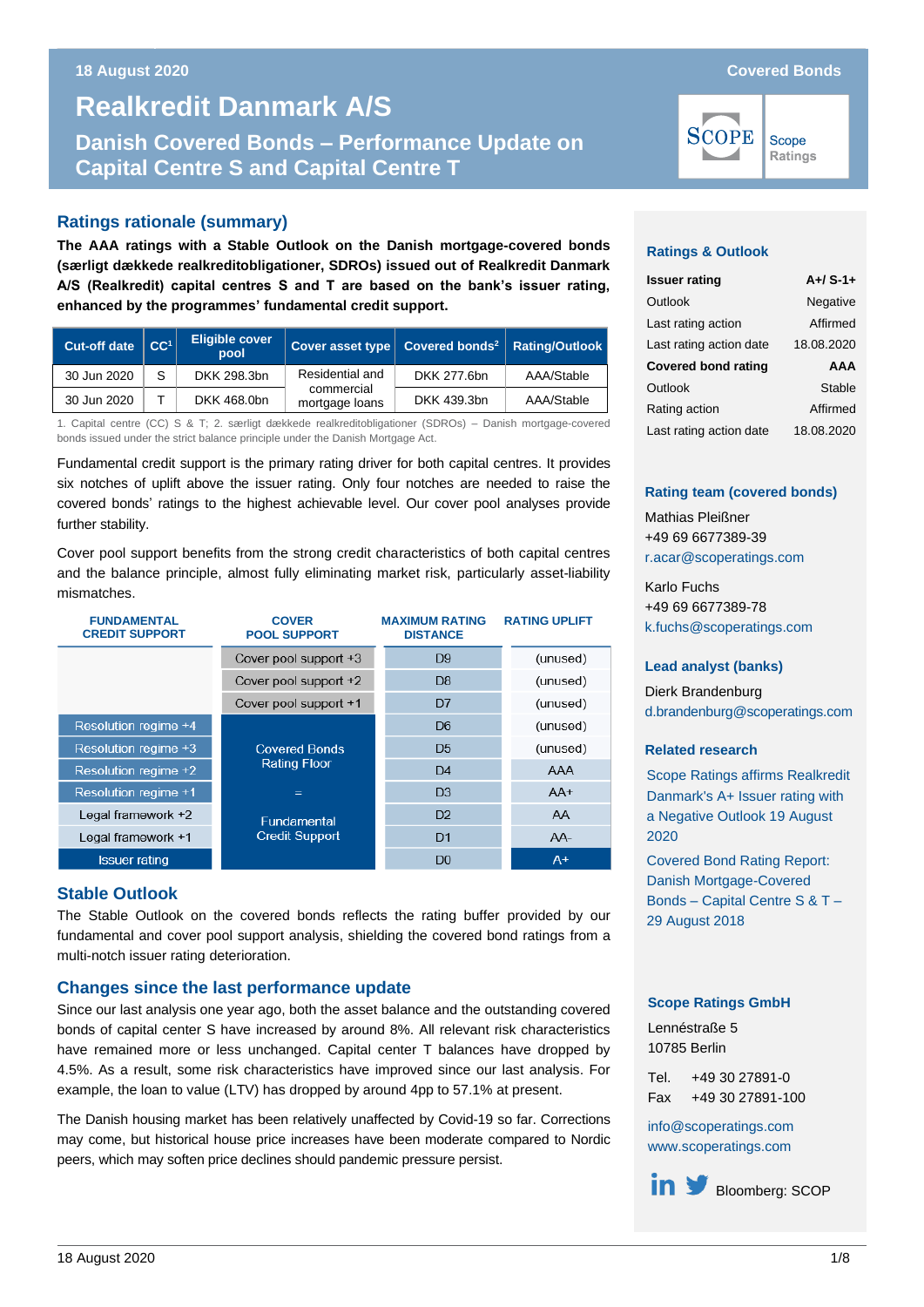18 August 2020

Covered Bonds

# Realkredit Danmark A/S

## Danish Covered Bonds – Performance Update on Capital Centre S and Capital Centre T

### Ratings rationale (summary)

**The AAA ratings with a Stable Outlook on the Danish mortgage-covered bonds (særligt dækkede realkreditobligationer, SDROs) issued out of Realkredit Danmark A/S (Realkredit) capital centres S and T are based on the bank's issuer rating, enhanced by the programmes' fundamental credit support.**

| Cut-off date | CC[1] | Eligible cover pool | Cover asset type | Covered bonds[2] | Rating/Outlook |
|---|---|---|---|---|---|
| 30 Jun 2020 | S | DKK 298.3bn | Residential and commercial mortgage loans | DKK 277.6bn | AAA/Stable |
| 30 Jun 2020 | T | DKK 468.0bn | Residential and commercial mortgage loans | DKK 439.3bn | AAA/Stable |

1. Capital centre (CC) S & T; 2. særligt dækkede realkreditobligationer (SDROs) – Danish mortgage-covered bonds issued under the strict balance principle under the Danish Mortgage Act.

Fundamental credit support is the primary rating driver for both capital centres. It provides six notches of uplift above the issuer rating. Only four notches are needed to raise the covered bonds' ratings to the highest achievable level. Our cover pool analyses provide further stability.

Cover pool support benefits from the strong credit characteristics of both capital centres and the balance principle, almost fully eliminating market risk, particularly asset-liability mismatches.

| FUNDAMENTAL CREDIT SUPPORT | COVER POOL SUPPORT | MAXIMUM RATING DISTANCE | RATING UPLIFT |
|---|---|---|---|
| | Cover pool support +3 | D9 | (unused) |
| | Cover pool support +2 | D8 | (unused) |
| | Cover pool support +1 | D7 | (unused) |
| Resolution regime +4 | Covered Bonds Rating Floor | D6 | (unused) |
| Resolution regime +3 | | D5 | (unused) |
| Resolution regime +2 | | D4 | AAA |
| Resolution regime +1 | = | D3 | AA+ |
| Legal framework +2 | Fundamental Credit Support | D2 | AA |
| Legal framework +1 | | D1 | AA- |
| Issuer rating | | D0 | A+ |

### Stable Outlook

The Stable Outlook on the covered bonds reflects the rating buffer provided by our fundamental and cover pool support analysis, shielding the covered bond ratings from a multi-notch issuer rating deterioration.

### Changes since the last performance update

Since our last analysis one year ago, both the asset balance and the outstanding covered bonds of capital center S have increased by around 8%. All relevant risk characteristics have remained more or less unchanged. Capital center T balances have dropped by 4.5%. As a result, some risk characteristics have improved since our last analysis. For example, the loan to value (LTV) has dropped by around 4pp to 57.1% at present.

The Danish housing market has been relatively unaffected by Covid-19 so far. Corrections may come, but historical house price increases have been moderate compared to Nordic peers, which may soften price declines should pandemic pressure persist.

### Ratings & Outlook

| | |
|---|---|
| **Issuer rating** | **A+/ S-1+** |
| Outlook | Negative |
| Last rating action | Affirmed |
| Last rating action date | 18.08.2020 |
| **Covered bond rating** | **AAA** |
| Outlook | Stable |
| Rating action | Affirmed |
| Last rating action date | 18.08.2020 |

### Rating team (covered bonds)

Mathias Pleißner
+49 69 6677389-39
r.acar@scoperatings.com

Karlo Fuchs
+49 69 6677389-78
k.fuchs@scoperatings.com

### Lead analyst (banks)

Dierk Brandenburg
d.brandenburg@scoperatings.com

### Related research

Scope Ratings affirms Realkredit Danmark's A+ Issuer rating with a Negative Outlook 19 August 2020

Covered Bond Rating Report: Danish Mortgage-Covered Bonds – Capital Centre S & T – 29 August 2018

### Scope Ratings GmbH

Lennéstraße 5
10785 Berlin

Tel. +49 30 27891-0
Fax +49 30 27891-100

info@scoperatings.com
www.scoperatings.com

Bloomberg: SCOP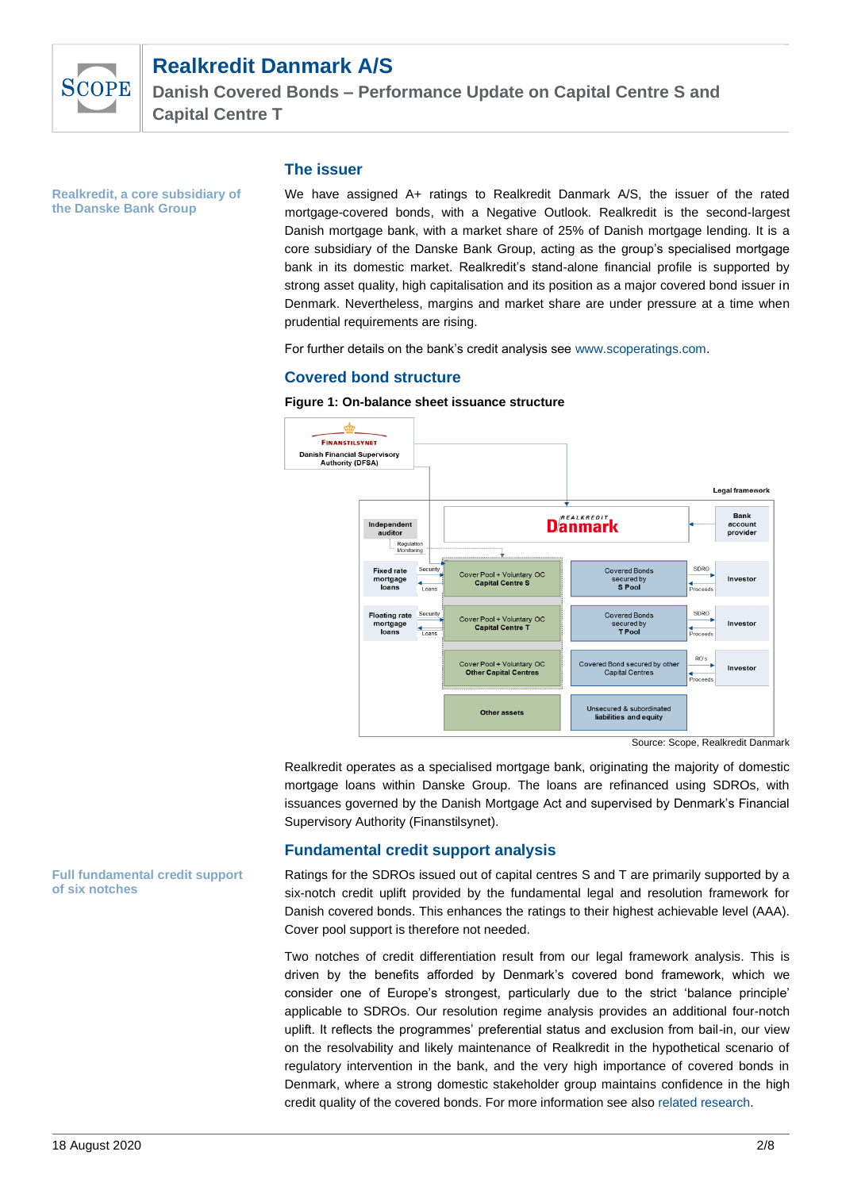## The issuer

**Realkredit, a core subsidiary of the Danske Bank Group**

We have assigned A+ ratings to Realkredit Danmark A/S, the issuer of the rated mortgage-covered bonds, with a Negative Outlook. Realkredit is the second-largest Danish mortgage bank, with a market share of 25% of Danish mortgage lending. It is a core subsidiary of the Danske Bank Group, acting as the group's specialised mortgage bank in its domestic market. Realkredit's stand-alone financial profile is supported by strong asset quality, high capitalisation and its position as a major covered bond issuer in Denmark. Nevertheless, margins and market share are under pressure at a time when prudential requirements are rising.

For further details on the bank's credit analysis see www.scoperatings.com.

## Covered bond structure

**Figure 1: On-balance sheet issuance structure**

Finanstilsynet – Danish Financial Supervisory Authority (DFSA)

Legal framework

Realkredit Danmark

Independent auditor – Regulation, Monitoring

Bank account provider

Fixed rate mortgage loans – Security / Loans – Cover Pool + Voluntary OC Capital Centre S – Covered Bonds secured by S Pool – SDRO / Proceeds – Investor

Floating rate mortgage loans – Security / Loans – Cover Pool + Voluntary OC Capital Centre T – Covered Bonds secured by T Pool – SDRO / Proceeds – Investor

Cover Pool + Voluntary OC Other Capital Centres – Covered Bond secured by other Capital Centres – RO's / Proceeds – Investor

Other assets – Unsecured & subordinated liabilities and equity

Source: Scope, Realkredit Danmark

Realkredit operates as a specialised mortgage bank, originating the majority of domestic mortgage loans within Danske Group. The loans are refinanced using SDROs, with issuances governed by the Danish Mortgage Act and supervised by Denmark's Financial Supervisory Authority (Finanstilsynet).

## Fundamental credit support analysis

**Full fundamental credit support of six notches**

Ratings for the SDROs issued out of capital centres S and T are primarily supported by a six-notch credit uplift provided by the fundamental legal and resolution framework for Danish covered bonds. This brings the ratings to their highest achievable level (AAA). Cover pool support is therefore not needed.

Two notches of credit differentiation result from our legal framework analysis. This is driven by the benefits afforded by Denmark's covered bond framework, which we consider one of Europe's strongest, particularly due to the strict 'balance principle' applicable to SDROs. Our resolution regime analysis provides an additional four-notch uplift. It reflects the programmes' preferential status and exclusion from bail-in, our view on the resolvability and likely maintenance of Realkredit in the hypothetical scenario of regulatory intervention in the bank, and the very high importance of covered bonds in Denmark, where a strong domestic stakeholder group maintains confidence in the high credit quality of the covered bonds. For more information see also related research.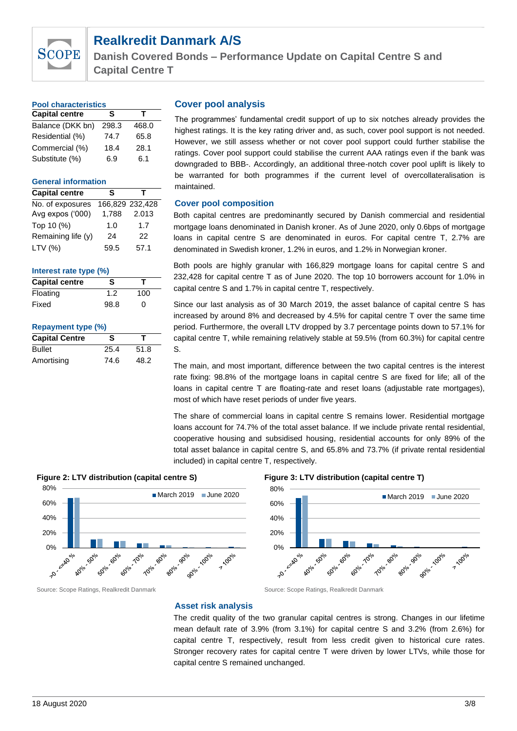# Realkredit Danmark A/S

## Danish Covered Bonds – Performance Update on Capital Centre S and Capital Centre T

**Pool characteristics**

| Capital centre | S | T |
|---|---|---|
| Balance (DKK bn) | 298.3 | 468.0 |
| Residential (%) | 74.7 | 65.8 |
| Commercial (%) | 18.4 | 28.1 |
| Substitute (%) | 6.9 | 6.1 |

**General information**

| Capital centre | S | T |
|---|---|---|
| No. of exposures | 166,829 | 232,428 |
| Avg expos ('000) | 1,788 | 2.013 |
| Top 10 (%) | 1.0 | 1.7 |
| Remaining life (y) | 24 | 22 |
| LTV (%) | 59.5 | 57.1 |

**Interest rate type (%)**

| Capital centre | S | T |
|---|---|---|
| Floating | 1.2 | 100 |
| Fixed | 98.8 | 0 |

**Repayment type (%)**

| Capital Centre | S | T |
|---|---|---|
| Bullet | 25.4 | 51.8 |
| Amortising | 74.6 | 48.2 |

### Cover pool analysis

The programmes' fundamental credit support of up to six notches already provides the highest ratings. It is the key rating driver and, as such, cover pool support is not needed. However, we still assess whether or not cover pool support could further stabilise the ratings. Cover pool support could stabilise the current AAA ratings even if the bank was downgraded to BBB-. Accordingly, an additional three-notch cover pool uplift is likely to be warranted for both programmes if the current level of overcollateralisation is maintained.

### Cover pool composition

Both capital centres are predominantly secured by Danish commercial and residential mortgage loans denominated in Danish kroner. As of June 2020, only 0.6bps of mortgage loans in capital centre S are denominated in euros. For capital centre T, 2.7% are denominated in Swedish kroner, 1.2% in euros, and 1.2% in Norwegian kroner.

Both pools are highly granular with 166,829 mortgage loans for capital centre S and 232,428 for capital centre T as of June 2020. The top 10 borrowers account for 1.0% in capital centre S and 1.7% in capital centre T, respectively.

Since our last analysis as of 30 March 2019, the asset balance of capital centre S has increased by around 8% and decreased by 4.5% for capital centre T over the same time period. Furthermore, the overall LTV dropped by 3.7 percentage points down to 57.1% for capital centre T, while remaining relatively stable at 59.5% (from 60.3%) for capital centre S.

The main, and most important, difference between the two capital centres is the interest rate fixing: 98.8% of the mortgage loans in capital centre S are fixed for life; all of the loans in capital centre T are floating-rate and reset loans (adjustable rate mortgages), most of which have reset periods of under five years.

The share of commercial loans in capital centre S remains lower. Residential mortgage loans account for 74.7% of the total asset balance. If we include private rental residential, cooperative housing and subsidised housing, residential accounts for only 89% of the total asset balance in capital centre S, and 65.8% and 73.7% (if private rental residential included) in capital centre T, respectively.

**Figure 2: LTV distribution (capital centre S)**

Source: Scope Ratings, Realkredit Danmark

**Figure 3: LTV distribution (capital centre T)**

Source: Scope Ratings, Realkredit Danmark

### Asset risk analysis

The credit quality of the two granular capital centres is strong. Changes in our lifetime mean default rate of 3.9% (from 3.1%) for capital centre S and 3.2% (from 2.6%) for capital centre T, respectively, result from less credit given to historical cure rates. Stronger recovery rates for capital centre T were driven by lower LTVs, while those for capital centre S remained unchanged.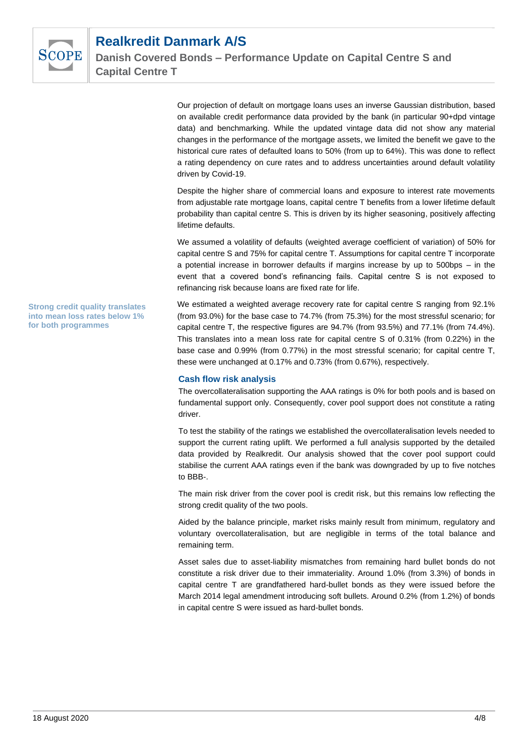Our projection of default on mortgage loans uses an inverse Gaussian distribution, based on available credit performance data provided by the bank (in particular 90+dpd vintage data) and benchmarking. While the updated vintage data did not show any material changes in the performance of the mortgage assets, we limited the benefit we gave to the historical cure rates of defaulted loans to 50% (from up to 64%). This was done to reflect a rating dependency on cure rates and to address uncertainties around default volatility driven by Covid-19.

Despite the higher share of commercial loans and exposure to interest rate movements from adjustable rate mortgage loans, capital centre T benefits from a lower lifetime default probability than capital centre S. This is driven by its higher seasoning, positively affecting lifetime defaults.

We assumed a volatility of defaults (weighted average coefficient of variation) of 50% for capital centre S and 75% for capital centre T. Assumptions for capital centre T incorporate a potential increase in borrower defaults if margins increase by up to 500bps – in the event that a covered bond's refinancing fails. Capital centre S is not exposed to refinancing risk because loans are fixed rate for life.

**Strong credit quality translates into mean loss rates below 1% for both programmes**

We estimated a weighted average recovery rate for capital centre S ranging from 92.1% (from 93.0%) for the base case to 74.7% (from 75.3%) for the most stressful scenario; for capital centre T, the respective figures are 94.7% (from 93.5%) and 77.1% (from 74.4%). This translates into a mean loss rate for capital centre S of 0.31% (from 0.22%) in the base case and 0.99% (from 0.77%) in the most stressful scenario; for capital centre T, these were unchanged at 0.17% and 0.73% (from 0.67%), respectively.

### Cash flow risk analysis

The overcollateralisation supporting the AAA ratings is 0% for both pools and is based on fundamental support only. Consequently, cover pool support does not constitute a rating driver.

To test the stability of the ratings we established the overcollateralisation levels needed to support the current rating uplift. We performed a full analysis supported by the detailed data provided by Realkredit. Our analysis showed that the cover pool support could stabilise the current AAA ratings even if the bank was downgraded by up to five notches to BBB-.

The main risk driver from the cover pool is credit risk, but this remains low reflecting the strong credit quality of the two pools.

Aided by the balance principle, market risks mainly result from minimum, regulatory and voluntary overcollateralisation, but are negligible in terms of the total balance and remaining term.

Asset sales due to asset-liability mismatches from remaining hard bullet bonds do not constitute a risk driver due to their immateriality. Around 1.0% (from 3.3%) of bonds in capital centre T are grandfathered hard-bullet bonds as they were issued before the March 2014 legal amendment introducing soft bullets. Around 0.2% (from 1.2%) of bonds in capital centre S were issued as hard-bullet bonds.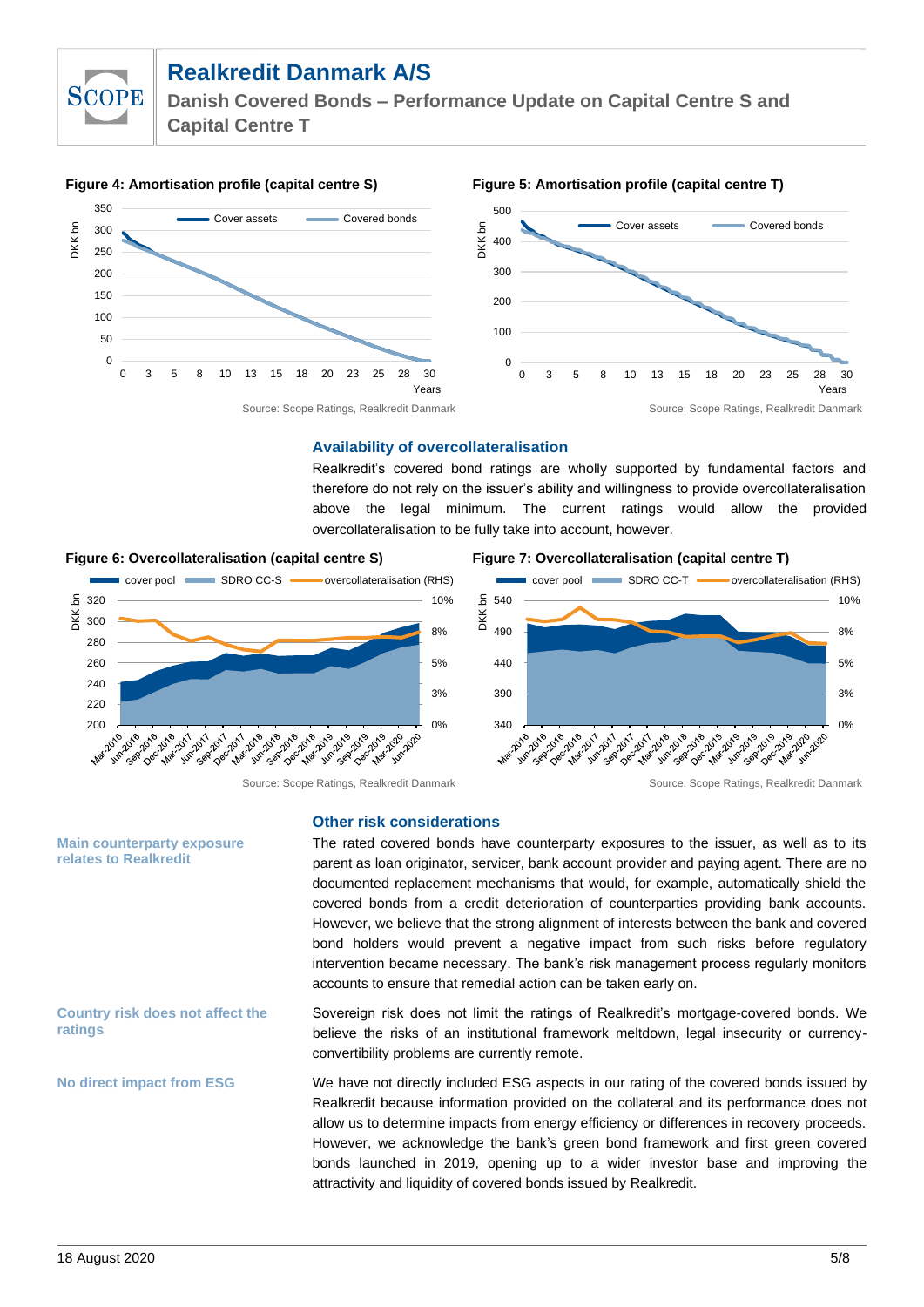**Figure 4: Amortisation profile (capital centre S)**

Source: Scope Ratings, Realkredit Danmark

**Figure 5: Amortisation profile (capital centre T)**

Source: Scope Ratings, Realkredit Danmark

### Availability of overcollateralisation

Realkredit's covered bond ratings are wholly supported by fundamental factors and therefore do not rely on the issuer's ability and willingness to provide overcollateralisation above the legal minimum. The current ratings would allow the provided overcollateralisation to be fully take into account, however.

**Figure 6: Overcollateralisation (capital centre S)**

Source: Scope Ratings, Realkredit Danmark

**Figure 7: Overcollateralisation (capital centre T)**

Source: Scope Ratings, Realkredit Danmark

### Other risk considerations

**Main counterparty exposure relates to Realkredit**

The rated covered bonds have counterparty exposures to the issuer, as well as to its parent as loan originator, servicer, bank account provider and paying agent. There are no documented replacement mechanisms that would, for example, automatically shield the covered bonds from a credit deterioration of counterparties providing bank accounts. However, we believe that the strong alignment of interests between the bank and covered bond holders would prevent a negative impact from such risks before regulatory intervention became necessary. The bank's risk management process regularly monitors accounts to ensure that remedial action can be taken early on.

**Country risk does not affect the ratings**

Sovereign risk does not limit the ratings of Realkredit's mortgage-covered bonds. We believe the risks of an institutional framework meltdown, legal insecurity or currency-convertibility problems are currently remote.

**No direct impact from ESG**

We have not directly included ESG aspects in our rating of the covered bonds issued by Realkredit because information provided on the collateral and its performance does not allow us to determine impacts from energy efficiency or differences in recovery proceeds. However, we acknowledge the bank's green bond framework and first green covered bonds launched in 2019, opening up to a wider investor base and improving the attractivity and liquidity of covered bonds issued by Realkredit.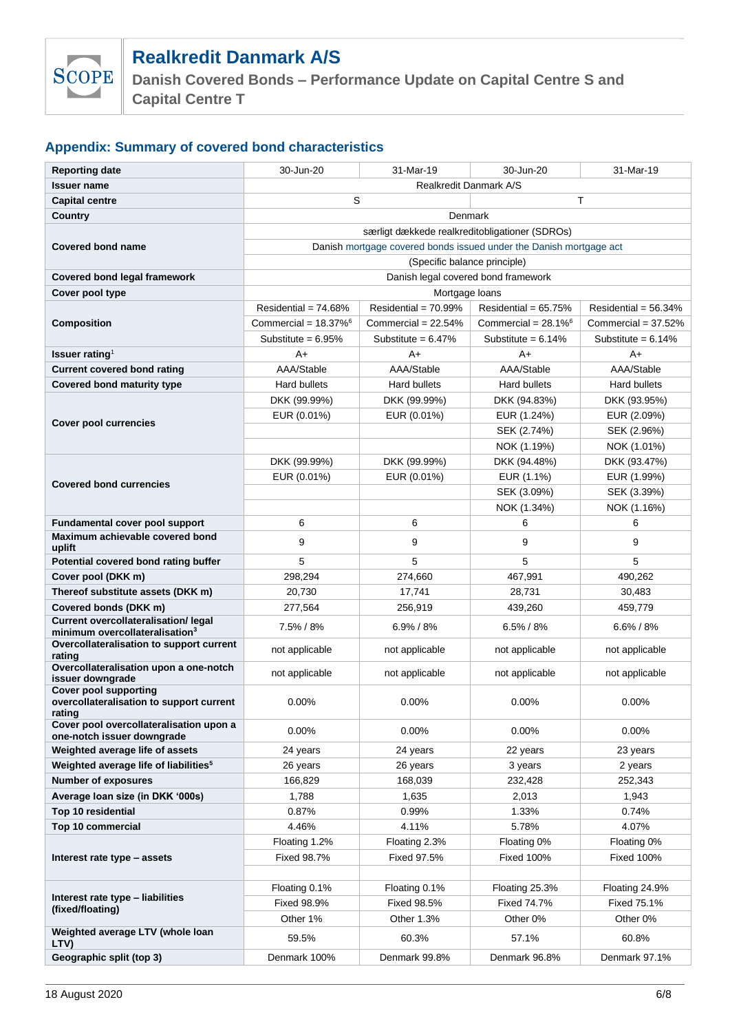## Appendix: Summary of covered bond characteristics

| Reporting date | 30-Jun-20 | 31-Mar-19 | 30-Jun-20 | 31-Mar-19 |
|---|---|---|---|---|
| **Issuer name** | Realkredit Danmark A/S | | | |
| **Capital centre** | S | | T | |
| **Country** | Denmark | | | |
| **Covered bond name** | særligt dækkede realkreditobligationer (SDROs) | | | |
| | Danish mortgage covered bonds issued under the Danish mortgage act | | | |
| | (Specific balance principle) | | | |
| **Covered bond legal framework** | Danish legal covered bond framework | | | |
| **Cover pool type** | Mortgage loans | | | |
| **Composition** | Residential = 74.68% | Residential = 70.99% | Residential = 65.75% | Residential = 56.34% |
| | Commercial = 18.37%[6] | Commercial = 22.54% | Commercial = 28.1%[6] | Commercial = 37.52% |
| | Substitute = 6.95% | Substitute = 6.47% | Substitute = 6.14% | Substitute = 6.14% |
| **Issuer rating**[1] | A+ | A+ | A+ | A+ |
| **Current covered bond rating** | AAA/Stable | AAA/Stable | AAA/Stable | AAA/Stable |
| **Covered bond maturity type** | Hard bullets | Hard bullets | Hard bullets | Hard bullets |
| **Cover pool currencies** | DKK (99.99%) | DKK (99.99%) | DKK (94.83%) | DKK (93.95%) |
| | EUR (0.01%) | EUR (0.01%) | EUR (1.24%) | EUR (2.09%) |
| | | | SEK (2.74%) | SEK (2.96%) |
| | | | NOK (1.19%) | NOK (1.01%) |
| **Covered bond currencies** | DKK (99.99%) | DKK (99.99%) | DKK (94.48%) | DKK (93.47%) |
| | EUR (0.01%) | EUR (0.01%) | EUR (1.1%) | EUR (1.99%) |
| | | | SEK (3.09%) | SEK (3.39%) |
| | | | NOK (1.34%) | NOK (1.16%) |
| **Fundamental cover pool support** | 6 | 6 | 6 | 6 |
| **Maximum achievable covered bond uplift** | 9 | 9 | 9 | 9 |
| **Potential covered bond rating buffer** | 5 | 5 | 5 | 5 |
| **Cover pool (DKK m)** | 298,294 | 274,660 | 467,991 | 490,262 |
| **Thereof substitute assets (DKK m)** | 20,730 | 17,741 | 28,731 | 30,483 |
| **Covered bonds (DKK m)** | 277,564 | 256,919 | 439,260 | 459,779 |
| **Current overcollateralisation/ legal minimum overcollateralisation**[3] | 7.5% / 8% | 6.9% / 8% | 6.5% / 8% | 6.6% / 8% |
| **Overcollateralisation to support current rating** | not applicable | not applicable | not applicable | not applicable |
| **Overcollateralisation upon a one-notch issuer downgrade** | not applicable | not applicable | not applicable | not applicable |
| **Cover pool supporting overcollateralisation to support current rating** | 0.00% | 0.00% | 0.00% | 0.00% |
| **Cover pool overcollateralisation upon a one-notch issuer downgrade** | 0.00% | 0.00% | 0.00% | 0.00% |
| **Weighted average life of assets** | 24 years | 24 years | 22 years | 23 years |
| **Weighted average life of liabilities**[5] | 26 years | 26 years | 3 years | 2 years |
| **Number of exposures** | 166,829 | 168,039 | 232,428 | 252,343 |
| **Average loan size (in DKK '000s)** | 1,788 | 1,635 | 2,013 | 1,943 |
| **Top 10 residential** | 0.87% | 0.99% | 1.33% | 0.74% |
| **Top 10 commercial** | 4.46% | 4.11% | 5.78% | 4.07% |
| **Interest rate type – assets** | Floating 1.2% | Floating 2.3% | Floating 0% | Floating 0% |
| | Fixed 98.7% | Fixed 97.5% | Fixed 100% | Fixed 100% |
| | | | | |
| **Interest rate type – liabilities (fixed/floating)** | Floating 0.1% | Floating 0.1% | Floating 25.3% | Floating 24.9% |
| | Fixed 98.9% | Fixed 98.5% | Fixed 74.7% | Fixed 75.1% |
| | Other 1% | Other 1.3% | Other 0% | Other 0% |
| **Weighted average LTV (whole loan LTV)** | 59.5% | 60.3% | 57.1% | 60.8% |
| **Geographic split (top 3)** | Denmark 100% | Denmark 99.8% | Denmark 96.8% | Denmark 97.1% |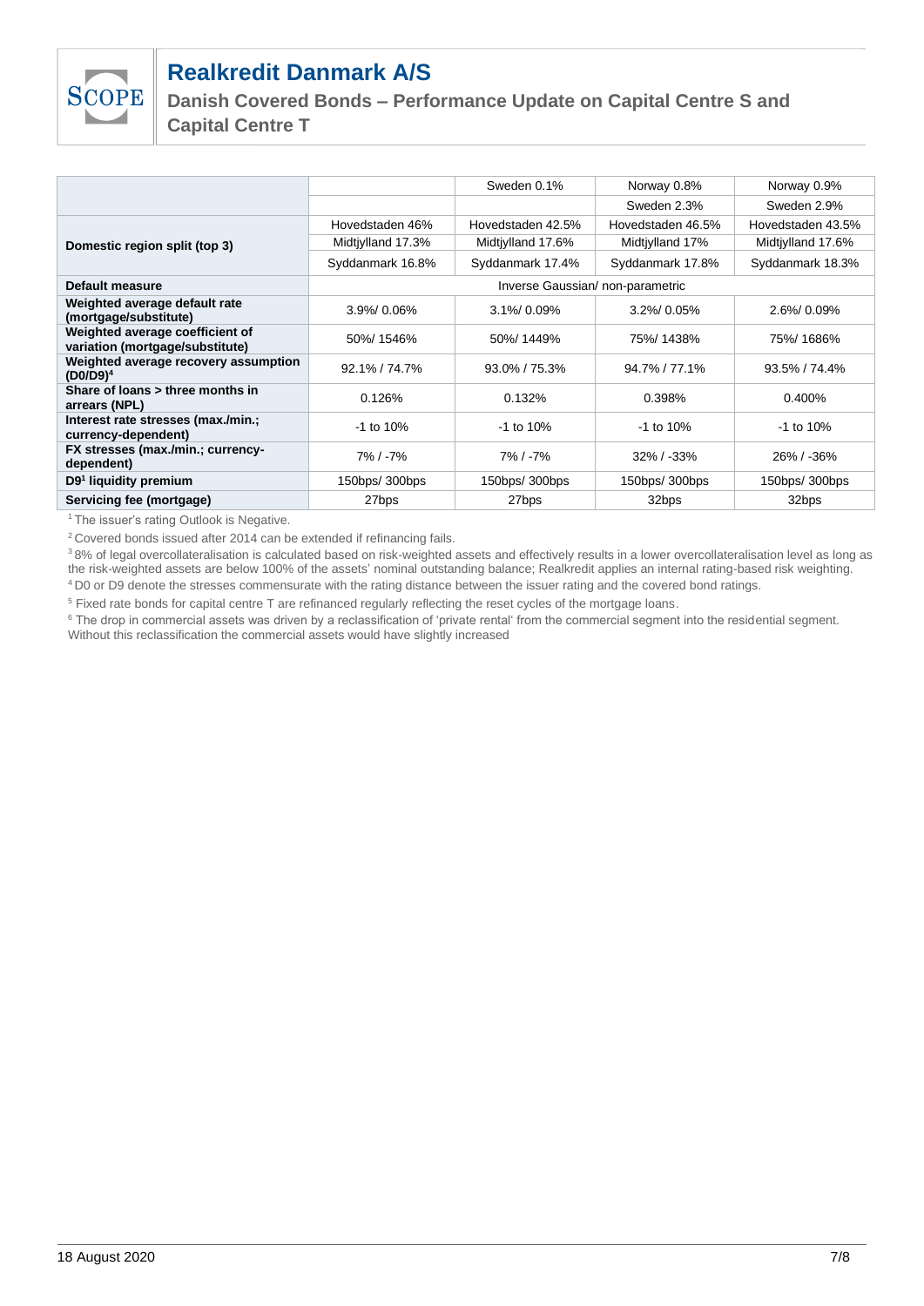| | | | | |
|---|---|---|---|---|
| | | Sweden 0.1% | Norway 0.8% | Norway 0.9% |
| | | | Sweden 2.3% | Sweden 2.9% |
| **Domestic region split (top 3)** | Hovedstaden 46% | Hovedstaden 42.5% | Hovedstaden 46.5% | Hovedstaden 43.5% |
| | Midtjylland 17.3% | Midtjylland 17.6% | Midtjylland 17% | Midtjylland 17.6% |
| | Syddanmark 16.8% | Syddanmark 17.4% | Syddanmark 17.8% | Syddanmark 18.3% |
| **Default measure** | Inverse Gaussian/ non-parametric | | | |
| **Weighted average default rate (mortgage/substitute)** | 3.9%/ 0.06% | 3.1%/ 0.09% | 3.2%/ 0.05% | 2.6%/ 0.09% |
| **Weighted average coefficient of variation (mortgage/substitute)** | 50%/ 1546% | 50%/ 1449% | 75%/ 1438% | 75%/ 1686% |
| **Weighted average recovery assumption (D0/D9)[4]** | 92.1% / 74.7% | 93.0% / 75.3% | 94.7% / 77.1% | 93.5% / 74.4% |
| **Share of loans > three months in arrears (NPL)** | 0.126% | 0.132% | 0.398% | 0.400% |
| **Interest rate stresses (max./min.; currency-dependent)** | -1 to 10% | -1 to 10% | -1 to 10% | -1 to 10% |
| **FX stresses (max./min.; currency-dependent)** | 7% / -7% | 7% / -7% | 32% / -33% | 26% / -36% |
| **D9[1] liquidity premium** | 150bps/ 300bps | 150bps/ 300bps | 150bps/ 300bps | 150bps/ 300bps |
| **Servicing fee (mortgage)** | 27bps | 27bps | 32bps | 32bps |

[1] The issuer's rating Outlook is Negative.

[2] Covered bonds issued after 2014 can be extended if refinancing fails.

[3] 8% of legal overcollateralisation is calculated based on risk-weighted assets and effectively results in a lower overcollateralisation level as long as the risk-weighted assets are below 100% of the assets' nominal outstanding balance; Realkredit applies an internal rating-based risk weighting.

[4] D0 or D9 denote the stresses commensurate with the rating distance between the issuer rating and the covered bond ratings.

[5] Fixed rate bonds for capital centre T are refinanced regularly reflecting the reset cycles of the mortgage loans.

[6] The drop in commercial assets was driven by a reclassification of 'private rental' from the commercial segment into the residential segment. Without this reclassification the commercial assets would have slightly increased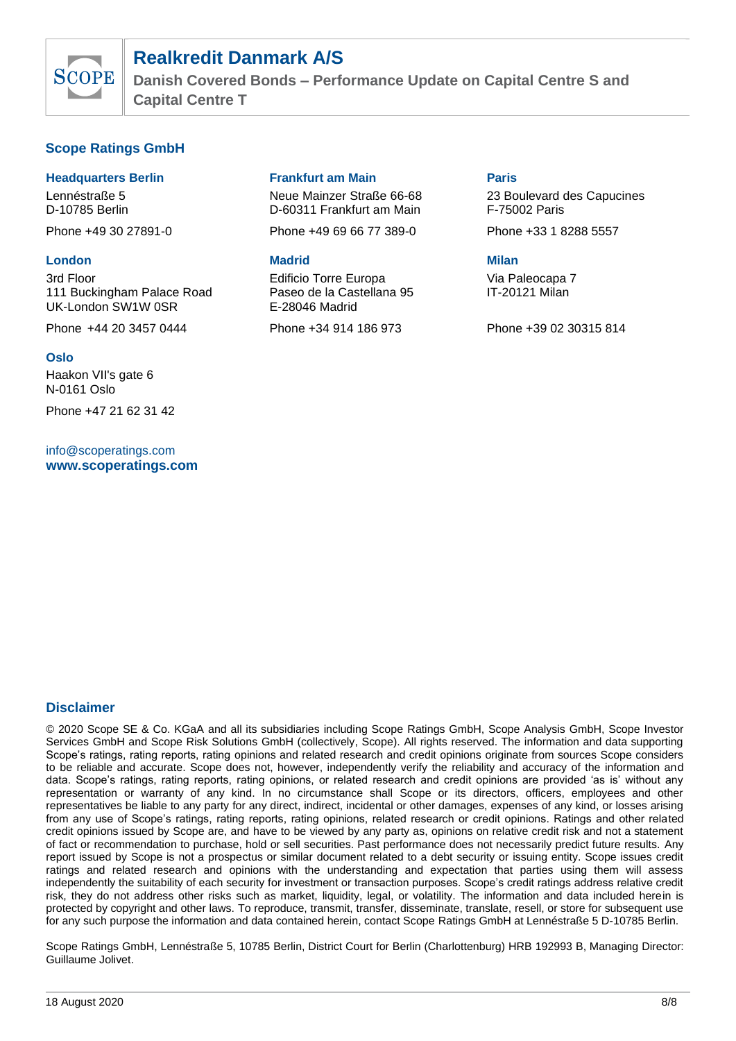## Scope Ratings GmbH

### Headquarters Berlin

Lennéstraße 5
D-10785 Berlin

Phone +49 30 27891-0

### Frankfurt am Main

Neue Mainzer Straße 66-68
D-60311 Frankfurt am Main

Phone +49 69 66 77 389-0

### Paris

23 Boulevard des Capucines
F-75002 Paris

Phone +33 1 8288 5557

### London

3rd Floor
111 Buckingham Palace Road
UK-London SW1W 0SR

Phone +44 20 3457 0444

### Madrid

Edificio Torre Europa
Paseo de la Castellana 95
E-28046 Madrid

Phone +34 914 186 973

### Milan

Via Paleocapa 7
IT-20121 Milan

Phone +39 02 30315 814

### Oslo

Haakon VII's gate 6
N-0161 Oslo

Phone +47 21 62 31 42

info@scoperatings.com
**www.scoperatings.com**

## Disclaimer

© 2020 Scope SE & Co. KGaA and all its subsidiaries including Scope Ratings GmbH, Scope Analysis GmbH, Scope Investor Services GmbH and Scope Risk Solutions GmbH (collectively, Scope). All rights reserved. The information and data supporting Scope's ratings, rating reports, rating opinions and related research and credit opinions originate from sources Scope considers to be reliable and accurate. Scope does not, however, independently verify the reliability and accuracy of the information and data. Scope's ratings, rating reports, rating opinions, or related research and credit opinions are provided 'as is' without any representation or warranty of any kind. In no circumstance shall Scope or its directors, officers, employees and other representatives be liable to any party for any direct, indirect, incidental or other damages, expenses of any kind, or losses arising from any use of Scope's ratings, rating reports, rating opinions, related research or credit opinions. Ratings and other related credit opinions issued by Scope are, and have to be viewed by any party as, opinions on relative credit risk and not a statement of fact or recommendation to purchase, hold or sell securities. Past performance does not necessarily predict future results. Any report issued by Scope is not a prospectus or similar document related to a debt security or issuing entity. Scope issues credit ratings and related research and opinions with the understanding and expectation that parties using them will assess independently the suitability of each security for investment or transaction purposes. Scope's credit ratings address relative credit risk, they do not address other risks such as market, liquidity, legal, or volatility. The information and data included herein is protected by copyright and other laws. To reproduce, transmit, transfer, disseminate, translate, resell, or store for subsequent use for any such purpose the information and data contained herein, contact Scope Ratings GmbH at Lennéstraße 5 D-10785 Berlin.

Scope Ratings GmbH, Lennéstraße 5, 10785 Berlin, District Court for Berlin (Charlottenburg) HRB 192993 B, Managing Director: Guillaume Jolivet.